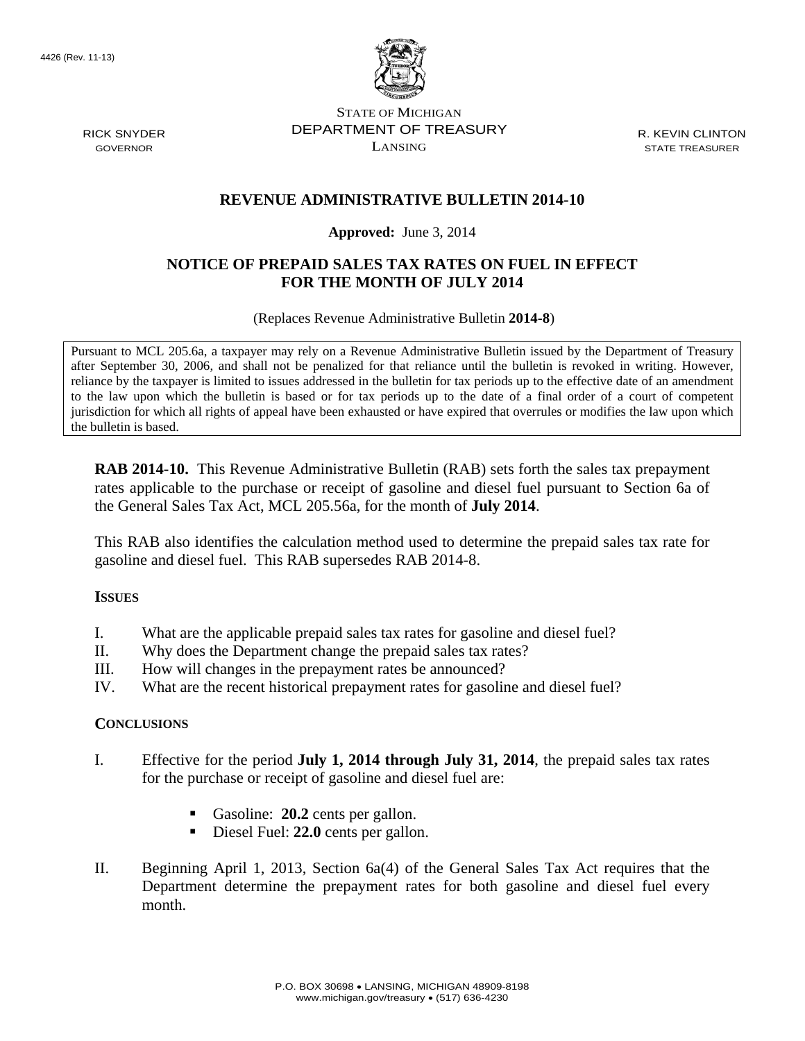4426 (Rev. 11-13)

STATE OF MICHIGAN
DEPARTMENT OF TREASURY
LANSING

RICK SNYDER
GOVERNOR

R. KEVIN CLINTON
STATE TREASURER

# REVENUE ADMINISTRATIVE BULLETIN 2014-10

**Approved:** June 3, 2014

## NOTICE OF PREPAID SALES TAX RATES ON FUEL IN EFFECT FOR THE MONTH OF JULY 2014

(Replaces Revenue Administrative Bulletin **2014-8**)

Pursuant to MCL 205.6a, a taxpayer may rely on a Revenue Administrative Bulletin issued by the Department of Treasury after September 30, 2006, and shall not be penalized for that reliance until the bulletin is revoked in writing. However, reliance by the taxpayer is limited to issues addressed in the bulletin for tax periods up to the effective date of an amendment to the law upon which the bulletin is based or for tax periods up to the date of a final order of a court of competent jurisdiction for which all rights of appeal have been exhausted or have expired that overrules or modifies the law upon which the bulletin is based.

**RAB 2014-10.** This Revenue Administrative Bulletin (RAB) sets forth the sales tax prepayment rates applicable to the purchase or receipt of gasoline and diesel fuel pursuant to Section 6a of the General Sales Tax Act, MCL 205.56a, for the month of **July 2014**.

This RAB also identifies the calculation method used to determine the prepaid sales tax rate for gasoline and diesel fuel. This RAB supersedes RAB 2014-8.

### ISSUES

I. What are the applicable prepaid sales tax rates for gasoline and diesel fuel?
II. Why does the Department change the prepaid sales tax rates?
III. How will changes in the prepayment rates be announced?
IV. What are the recent historical prepayment rates for gasoline and diesel fuel?

### CONCLUSIONS

I. Effective for the period **July 1, 2014 through July 31, 2014**, the prepaid sales tax rates for the purchase or receipt of gasoline and diesel fuel are:

- Gasoline: **20.2** cents per gallon.
- Diesel Fuel: **22.0** cents per gallon.

II. Beginning April 1, 2013, Section 6a(4) of the General Sales Tax Act requires that the Department determine the prepayment rates for both gasoline and diesel fuel every month.

P.O. BOX 30698 • LANSING, MICHIGAN 48909-8198
www.michigan.gov/treasury • (517) 636-4230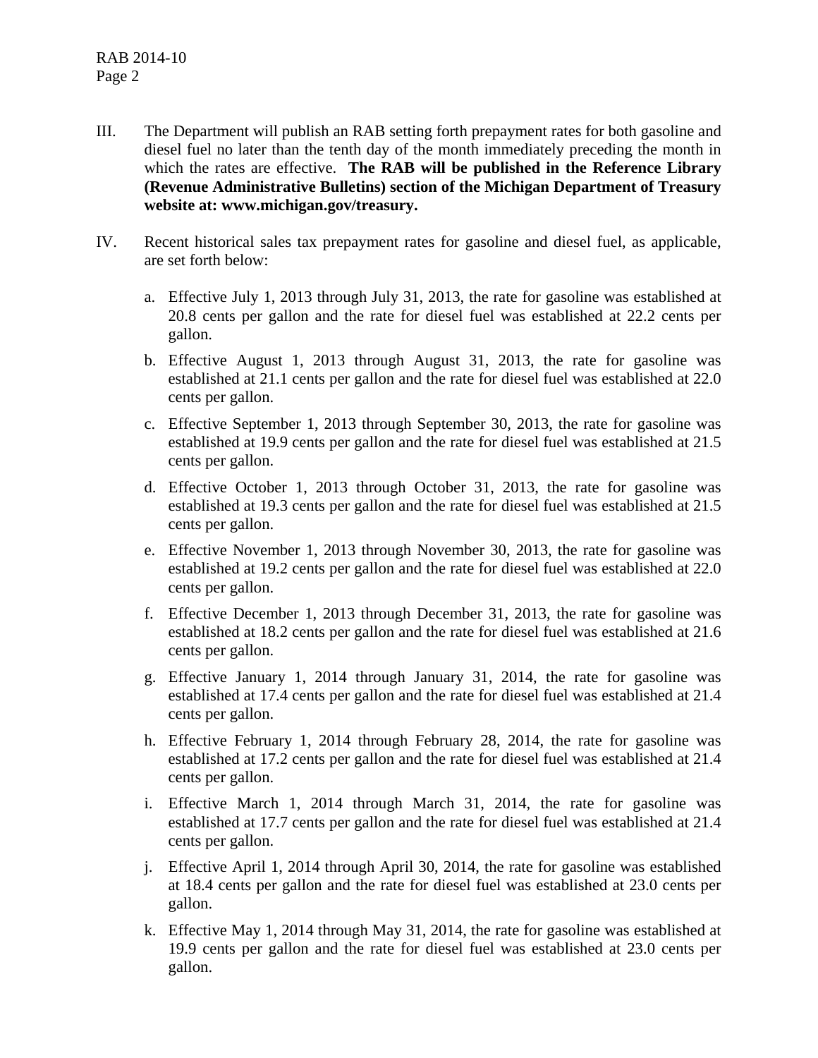III. The Department will publish an RAB setting forth prepayment rates for both gasoline and diesel fuel no later than the tenth day of the month immediately preceding the month in which the rates are effective. **The RAB will be published in the Reference Library (Revenue Administrative Bulletins) section of the Michigan Department of Treasury website at: www.michigan.gov/treasury.**

IV. Recent historical sales tax prepayment rates for gasoline and diesel fuel, as applicable, are set forth below:

   a. Effective July 1, 2013 through July 31, 2013, the rate for gasoline was established at 20.8 cents per gallon and the rate for diesel fuel was established at 22.2 cents per gallon.

   b. Effective August 1, 2013 through August 31, 2013, the rate for gasoline was established at 21.1 cents per gallon and the rate for diesel fuel was established at 22.0 cents per gallon.

   c. Effective September 1, 2013 through September 30, 2013, the rate for gasoline was established at 19.9 cents per gallon and the rate for diesel fuel was established at 21.5 cents per gallon.

   d. Effective October 1, 2013 through October 31, 2013, the rate for gasoline was established at 19.3 cents per gallon and the rate for diesel fuel was established at 21.5 cents per gallon.

   e. Effective November 1, 2013 through November 30, 2013, the rate for gasoline was established at 19.2 cents per gallon and the rate for diesel fuel was established at 22.0 cents per gallon.

   f. Effective December 1, 2013 through December 31, 2013, the rate for gasoline was established at 18.2 cents per gallon and the rate for diesel fuel was established at 21.6 cents per gallon.

   g. Effective January 1, 2014 through January 31, 2014, the rate for gasoline was established at 17.4 cents per gallon and the rate for diesel fuel was established at 21.4 cents per gallon.

   h. Effective February 1, 2014 through February 28, 2014, the rate for gasoline was established at 17.2 cents per gallon and the rate for diesel fuel was established at 21.4 cents per gallon.

   i. Effective March 1, 2014 through March 31, 2014, the rate for gasoline was established at 17.7 cents per gallon and the rate for diesel fuel was established at 21.4 cents per gallon.

   j. Effective April 1, 2014 through April 30, 2014, the rate for gasoline was established at 18.4 cents per gallon and the rate for diesel fuel was established at 23.0 cents per gallon.

   k. Effective May 1, 2014 through May 31, 2014, the rate for gasoline was established at 19.9 cents per gallon and the rate for diesel fuel was established at 23.0 cents per gallon.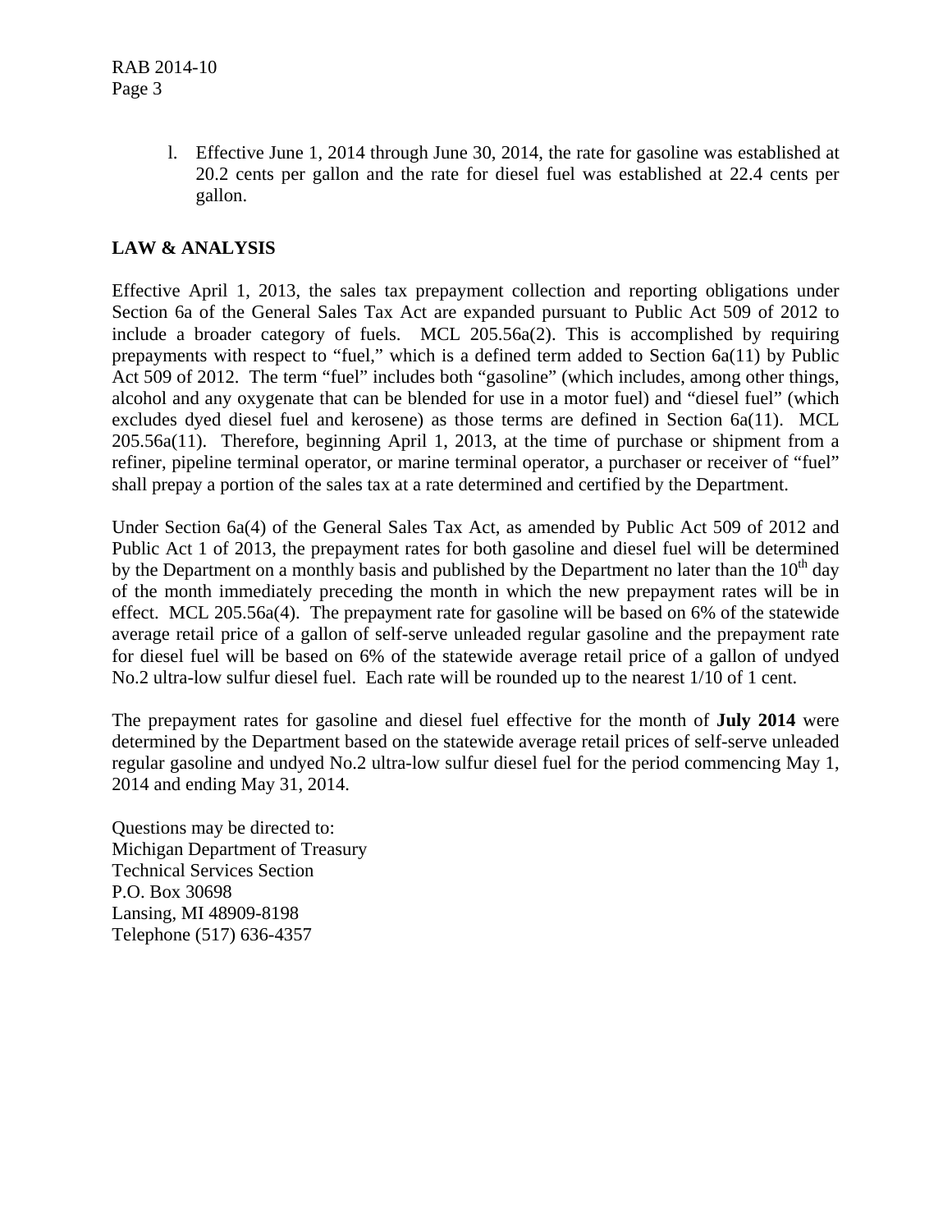l. Effective June 1, 2014 through June 30, 2014, the rate for gasoline was established at 20.2 cents per gallon and the rate for diesel fuel was established at 22.4 cents per gallon.

**LAW & ANALYSIS**

Effective April 1, 2013, the sales tax prepayment collection and reporting obligations under Section 6a of the General Sales Tax Act are expanded pursuant to Public Act 509 of 2012 to include a broader category of fuels. MCL 205.56a(2). This is accomplished by requiring prepayments with respect to "fuel," which is a defined term added to Section 6a(11) by Public Act 509 of 2012. The term "fuel" includes both "gasoline" (which includes, among other things, alcohol and any oxygenate that can be blended for use in a motor fuel) and "diesel fuel" (which excludes dyed diesel fuel and kerosene) as those terms are defined in Section 6a(11). MCL 205.56a(11). Therefore, beginning April 1, 2013, at the time of purchase or shipment from a refiner, pipeline terminal operator, or marine terminal operator, a purchaser or receiver of "fuel" shall prepay a portion of the sales tax at a rate determined and certified by the Department.

Under Section 6a(4) of the General Sales Tax Act, as amended by Public Act 509 of 2012 and Public Act 1 of 2013, the prepayment rates for both gasoline and diesel fuel will be determined by the Department on a monthly basis and published by the Department no later than the 10th day of the month immediately preceding the month in which the new prepayment rates will be in effect. MCL 205.56a(4). The prepayment rate for gasoline will be based on 6% of the statewide average retail price of a gallon of self-serve unleaded regular gasoline and the prepayment rate for diesel fuel will be based on 6% of the statewide average retail price of a gallon of undyed No.2 ultra-low sulfur diesel fuel. Each rate will be rounded up to the nearest 1/10 of 1 cent.

The prepayment rates for gasoline and diesel fuel effective for the month of **July 2014** were determined by the Department based on the statewide average retail prices of self-serve unleaded regular gasoline and undyed No.2 ultra-low sulfur diesel fuel for the period commencing May 1, 2014 and ending May 31, 2014.

Questions may be directed to:
Michigan Department of Treasury
Technical Services Section
P.O. Box 30698
Lansing, MI 48909-8198
Telephone (517) 636-4357